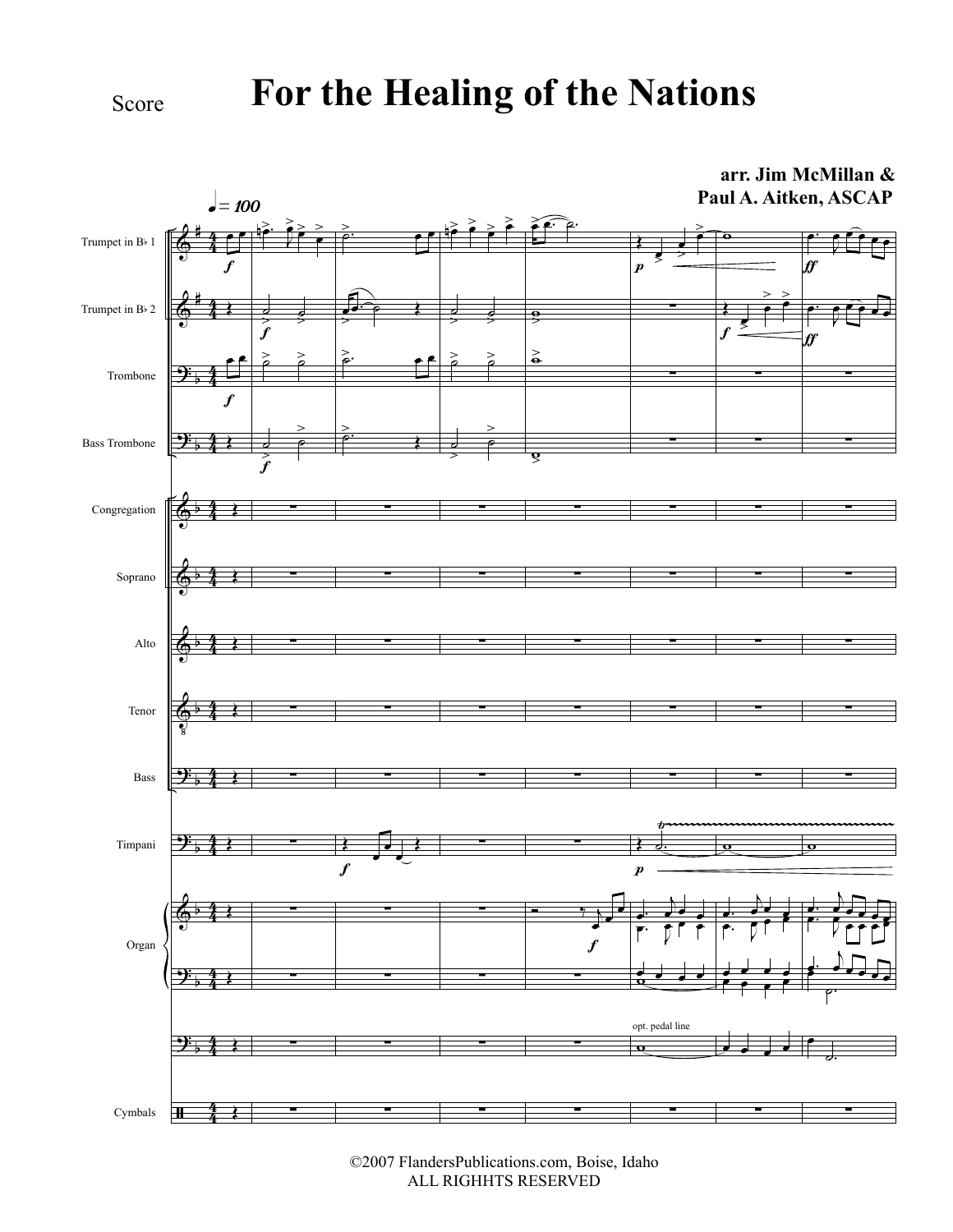Score

# For the Healing of the Nations

**arr. Jim McMillan &**
**Paul A. Aitken, ASCAP**

©2007 FlandersPublications.com, Boise, Idaho
ALL RIGHHTS RESERVED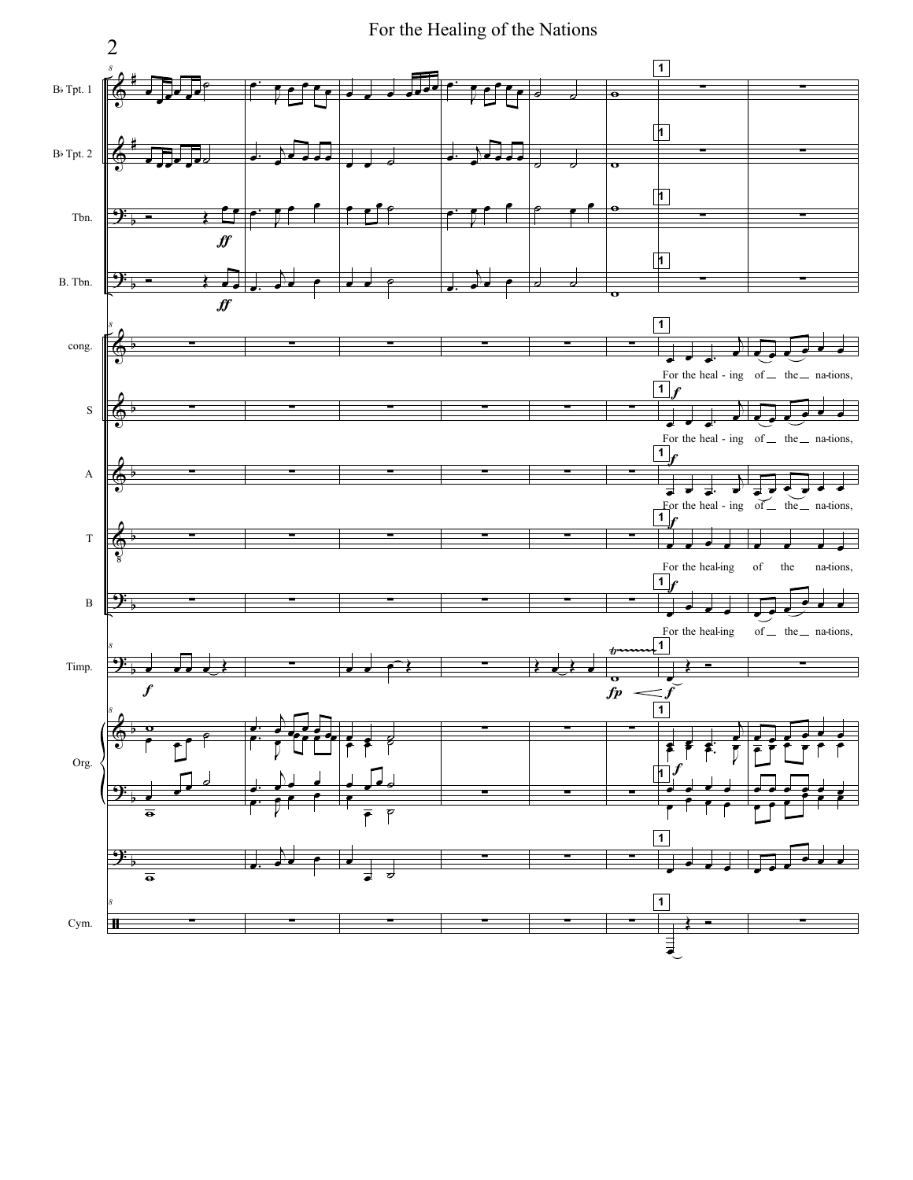# For the Healing of the Nations

Bb Tpt. 1

Bb Tpt. 2

Tbn.

B. Tbn.

cong.

S

A

T

B

Timp.

Org.

Cym.

For the heal - ing of the na-tions,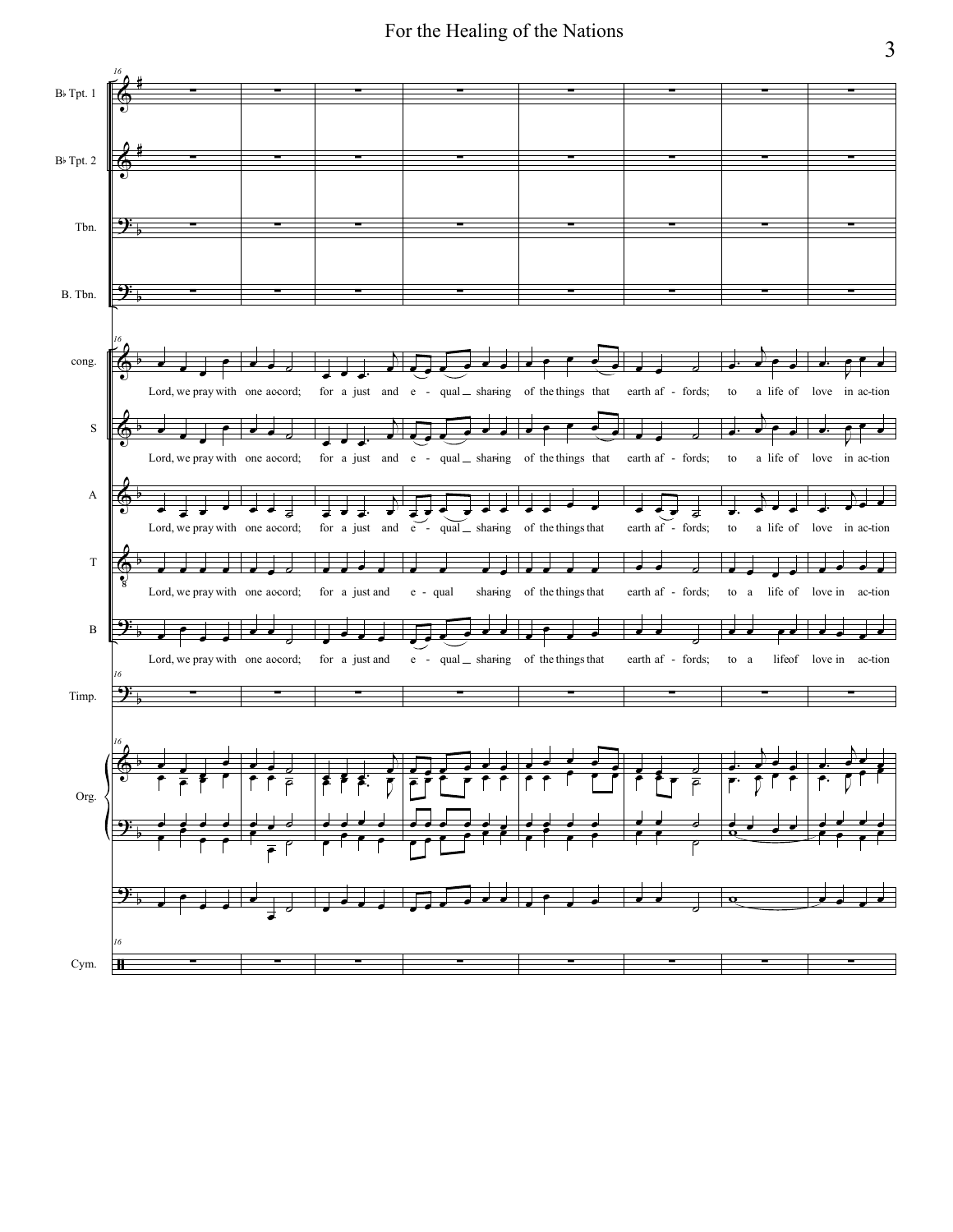Lord, we pray with one accord; for a just and e - qual sharing of the things that earth af - fords; to a life of love in ac-tion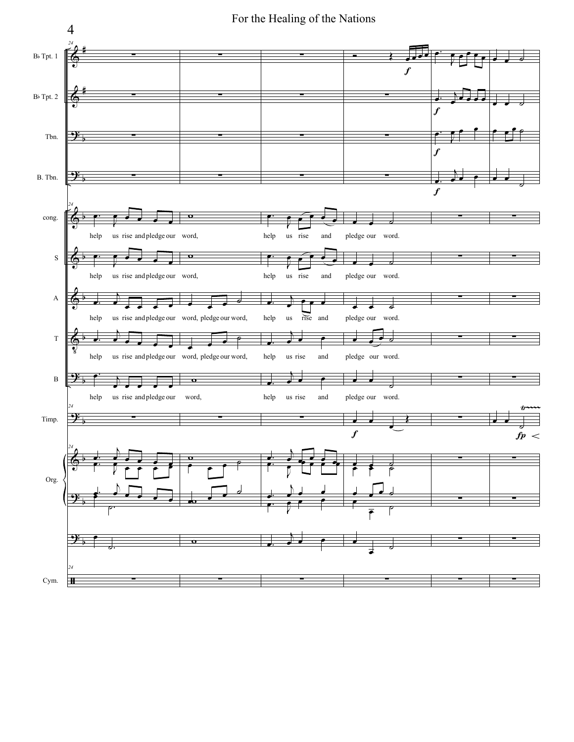# For the Healing of the Nations

Bb Tpt. 1

Bb Tpt. 2

Tbn.

B. Tbn.

cong.

help us rise and pledge our word, help us rise and pledge our word.

S

help us rise and pledge our word, help us rise and pledge our word.

A

help us rise and pledge our word, pledge our word, help us rise and pledge our word.

T

help us rise and pledge our word, pledge our word, help us rise and pledge our word.

B

help us rise and pledge our word, help us rise and pledge our word.

Timp.

Org.

Cym.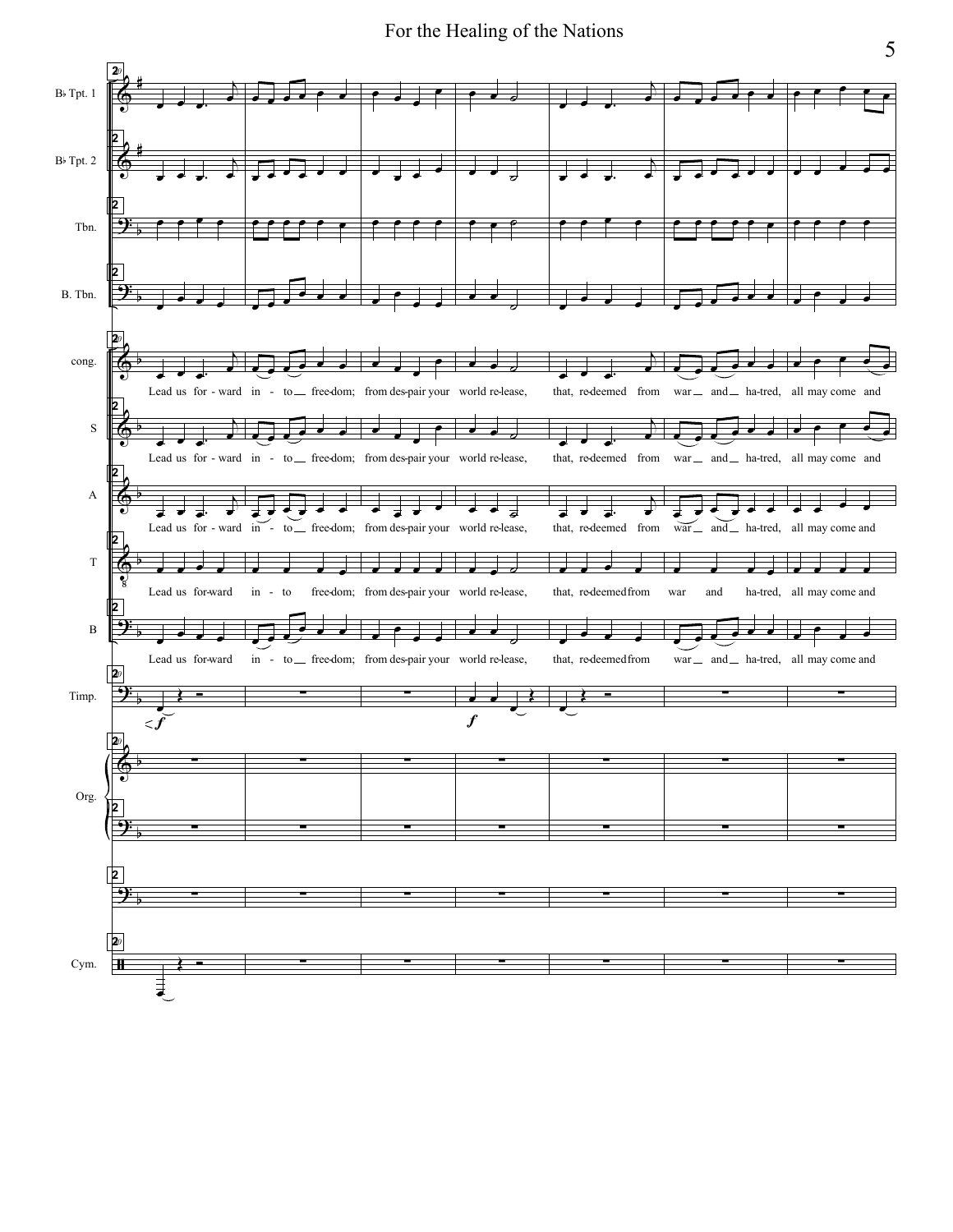Lead us forward into freedom; from despair your world release, that, redeemed from war and hatred, all may come and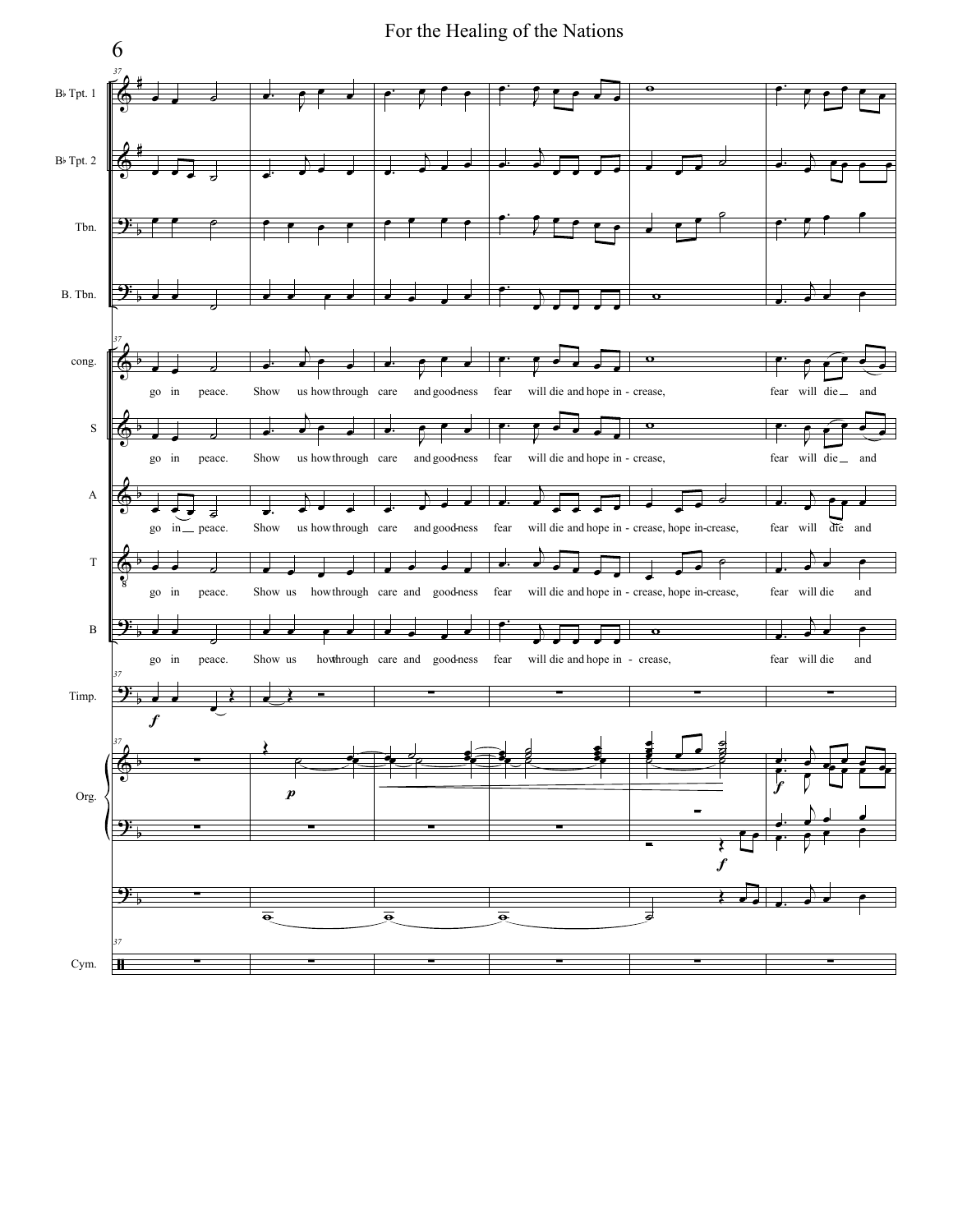For the Healing of the Nations

Bb Tpt. 1

Bb Tpt. 2

Tbn.

B. Tbn.

cong.: go in peace. Show us how through care and good-ness fear will die and hope in - crease, fear will die and

S: go in peace. Show us how through care and good-ness fear will die and hope in - crease, fear will die and

A: go in peace. Show us how through care and good-ness fear will die and hope in - crease, hope in-crease, fear will die and

T: go in peace. Show us how through care and good-ness fear will die and hope in - crease, hope in-crease, fear will die and

B: go in peace. Show us how through care and good-ness fear will die and hope in - crease, fear will die and

Timp.

Org.

Cym.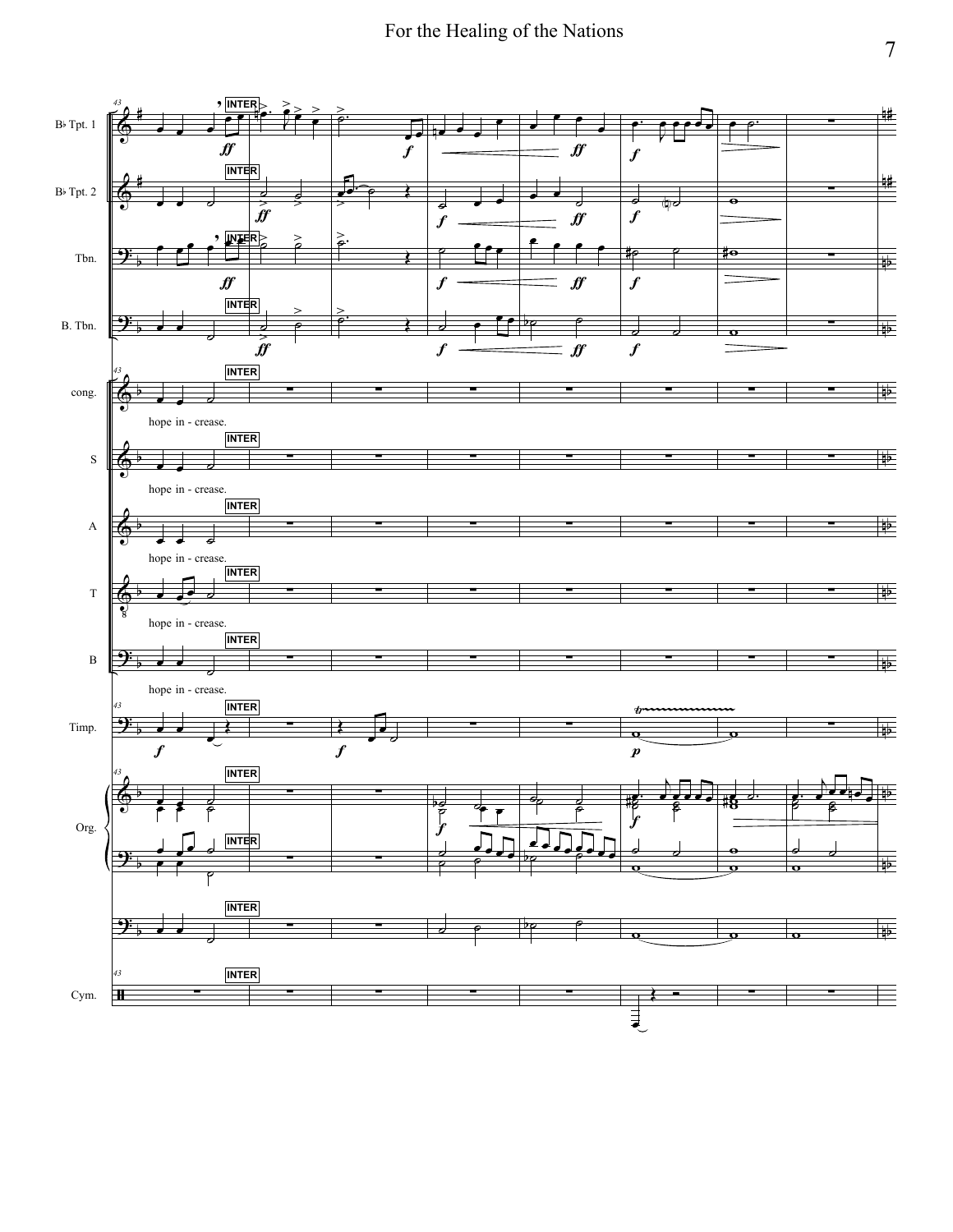Bb Tpt. 1

Bb Tpt. 2

Tbn.

B. Tbn.

cong.

hope in - crease.

S

hope in - crease.

A

hope in - crease.

T

hope in - crease.

B

hope in - crease.

Timp.

Org.

Cym.

INTER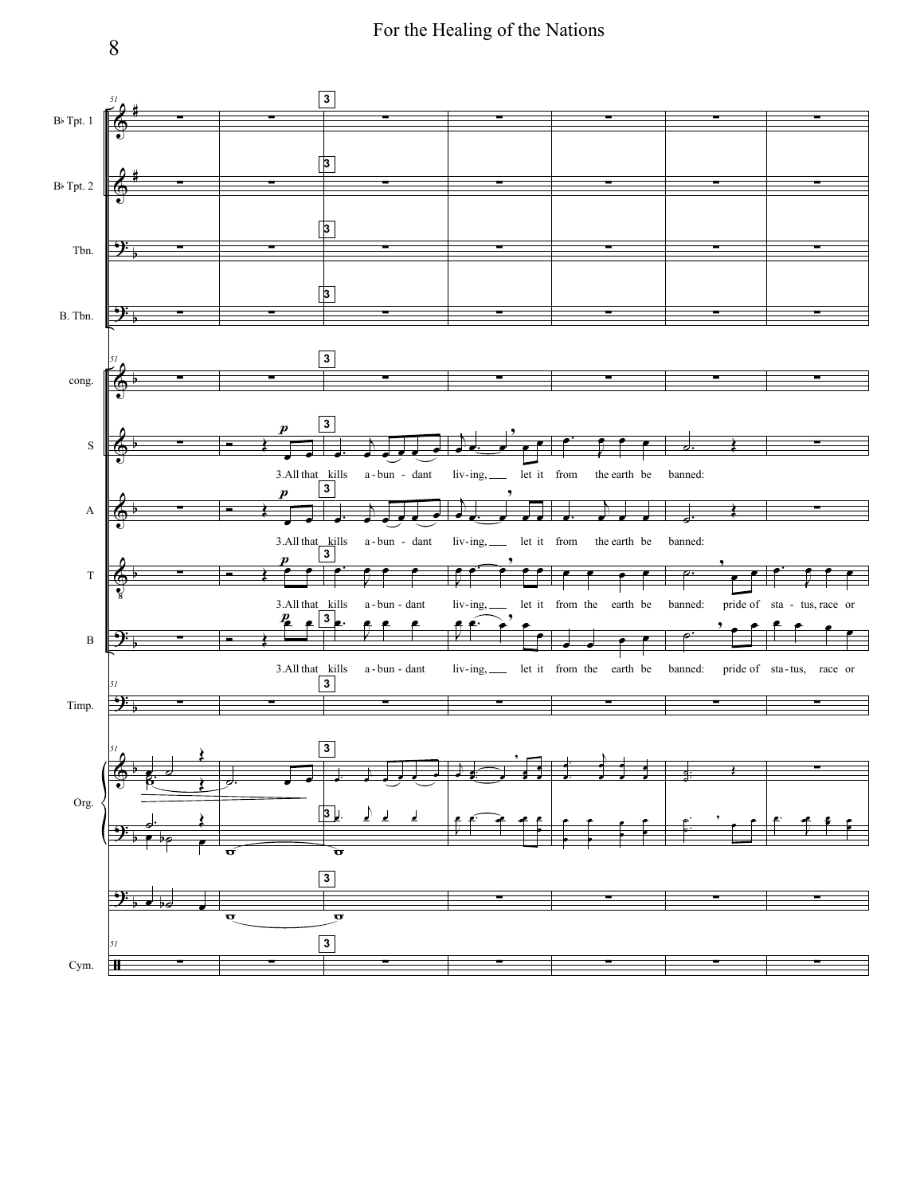Bb Tpt. 1

Bb Tpt. 2

Tbn.

B. Tbn.

cong.

S: 3. All that kills a-bun-dant liv-ing, let it from the earth be banned:

A: 3. All that kills a-bun-dant liv-ing, let it from the earth be banned:

T: 3. All that kills a-bun-dant liv-ing, let it from the earth be banned: pride of sta-tus, race or

B: 3. All that kills a-bun-dant liv-ing, let it from the earth be banned: pride of sta-tus, race or

Timp.

Org.

Cym.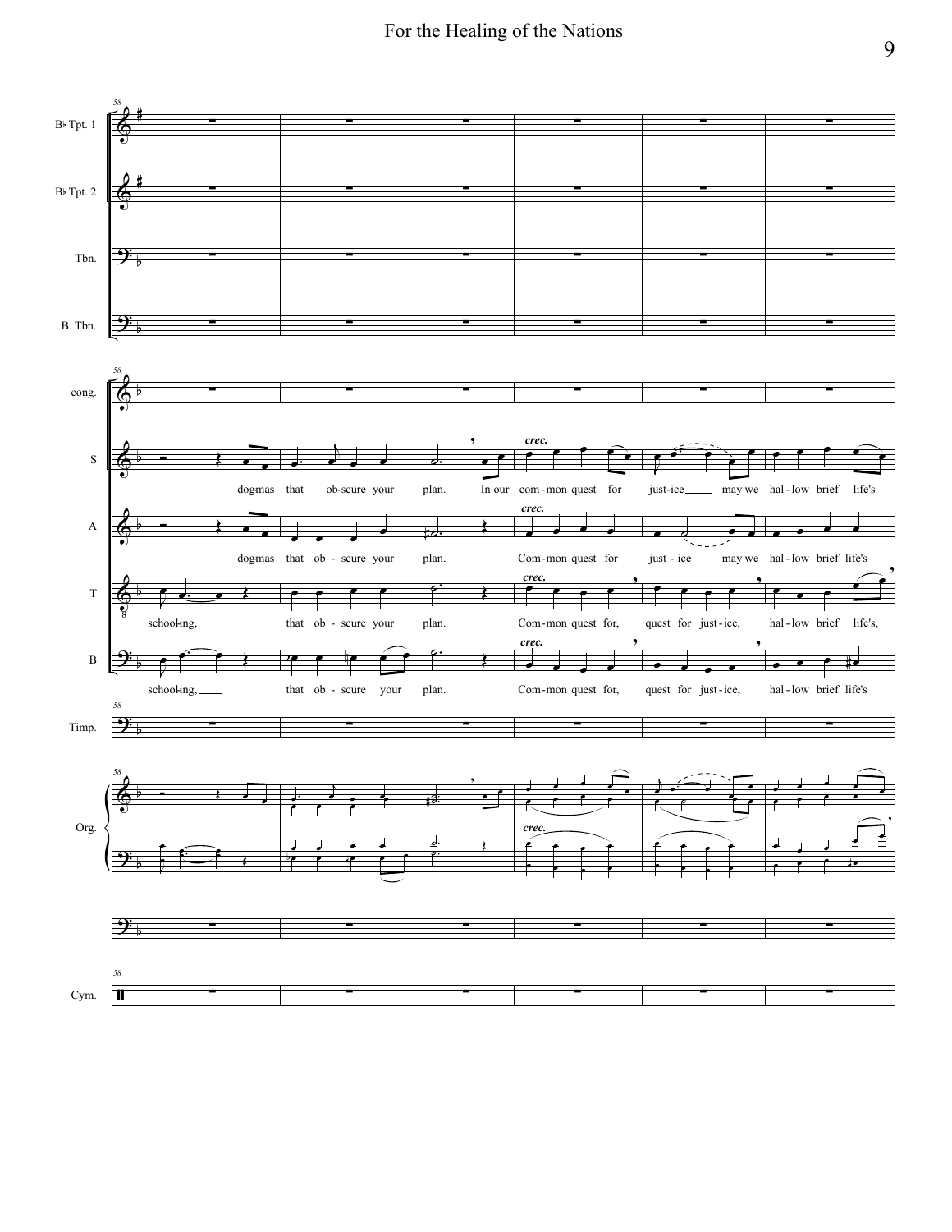B♭ Tpt. 1

B♭ Tpt. 2

Tbn.

B. Tbn.

cong.

S: dog-mas that ob-scure your plan. In our com-mon quest for just-ice may we hal-low brief life's

A: dog-mas that ob - scure your plan. Com-mon quest for just - ice may we hal - low brief life's

T: school-ing, that ob - scure your plan. Com-mon quest for, quest for just-ice, hal-low brief life's,

B: school-ing, that ob - scure your plan. Com-mon quest for, quest for just-ice, hal-low brief life's

*crec.*

Timp.

Org.

Cym.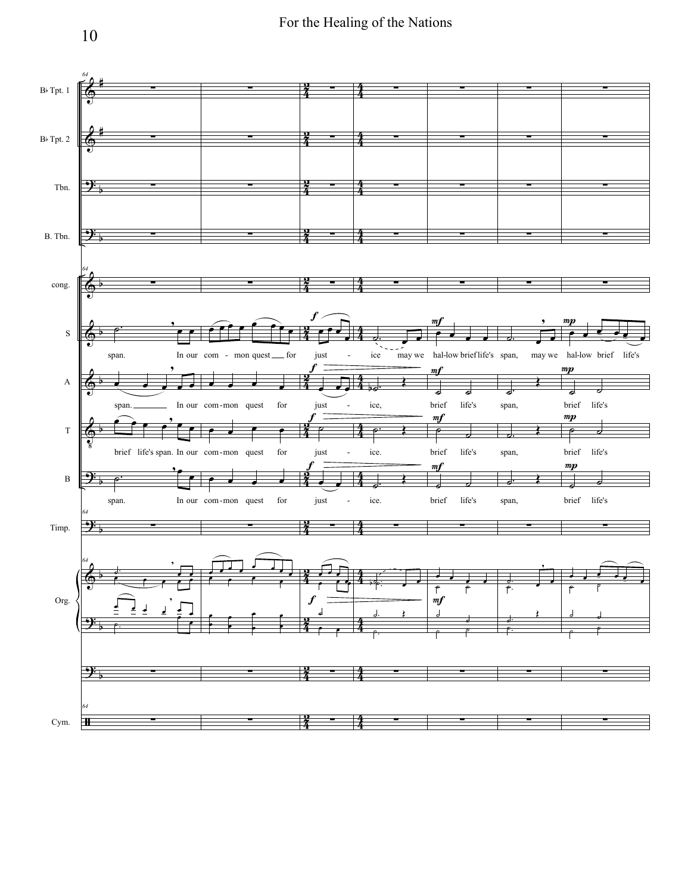Bb Tpt. 1

Bb Tpt. 2

Tbn.

B. Tbn.

cong.

S

span. In our com - mon quest for just - ice may we hal-low brief life's span, may we hal-low brief life's

A

span. In our com-mon quest for just - ice, brief life's span, brief life's

T

brief life's span. In our com-mon quest for just - ice. brief life's span, brief life's

B

span. In our com-mon quest for just - ice. brief life's span, brief life's

Timp.

Org.

Cym.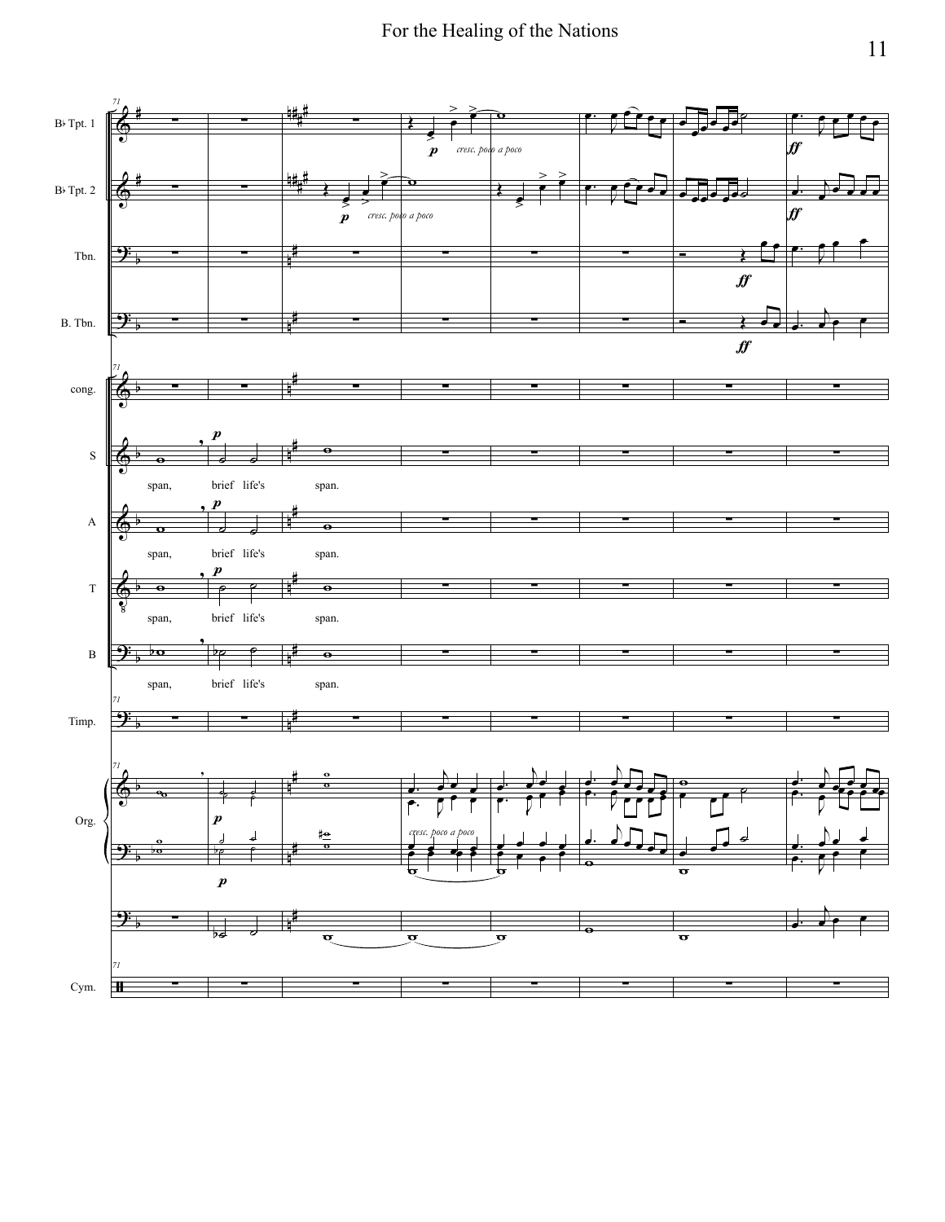Bb Tpt. 1

Bb Tpt. 2

Tbn.

B. Tbn.

cong.

S

span, brief life's span.

A

span, brief life's span.

T

span, brief life's span.

B

span, brief life's span.

Timp.

Org.

Cym.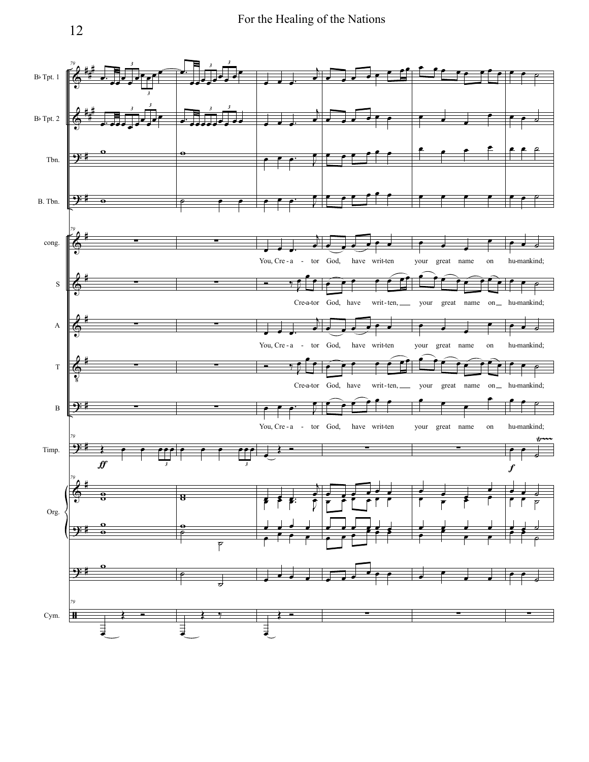Bb Tpt. 1

Bb Tpt. 2

Tbn.

B. Tbn.

cong.

You, Cre - a - tor God, have writ-ten your great name on hu-mankind;

S

Cre-a-tor God, have writ - ten, your great name on hu-mankind;

A

You, Cre - a - tor God, have writ-ten your great name on hu-mankind;

T

Cre-a-tor God, have writ - ten, your great name on hu-mankind;

B

You, Cre - a - tor God, have writ-ten your great name on hu-mankind;

Timp.

*ff*

*f*

Org.

Cym.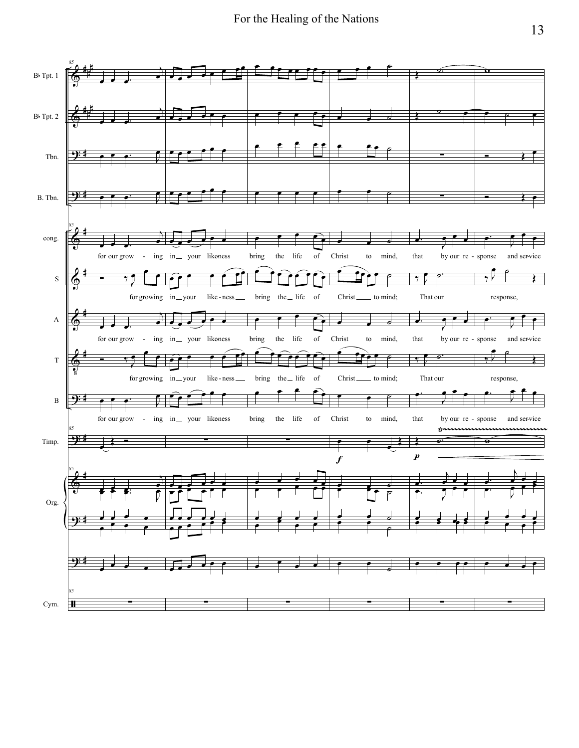Bb Tpt. 1

Bb Tpt. 2

Tbn.

B. Tbn.

cong.: for our grow - ing in your likeness bring the life of Christ to mind, that by our re - sponse and service

S: for growing in your like - ness bring the life of Christ to mind; That our response,

A: for our grow - ing in your likeness bring the life of Christ to mind, that by our re - sponse and service

T: for growing in your like - ness bring the life of Christ to mind; That our response,

B: for our grow - ing in your likeness bring the life of Christ to mind, that by our re - sponse and service

Timp. *f* *p*

Org.

Cym.